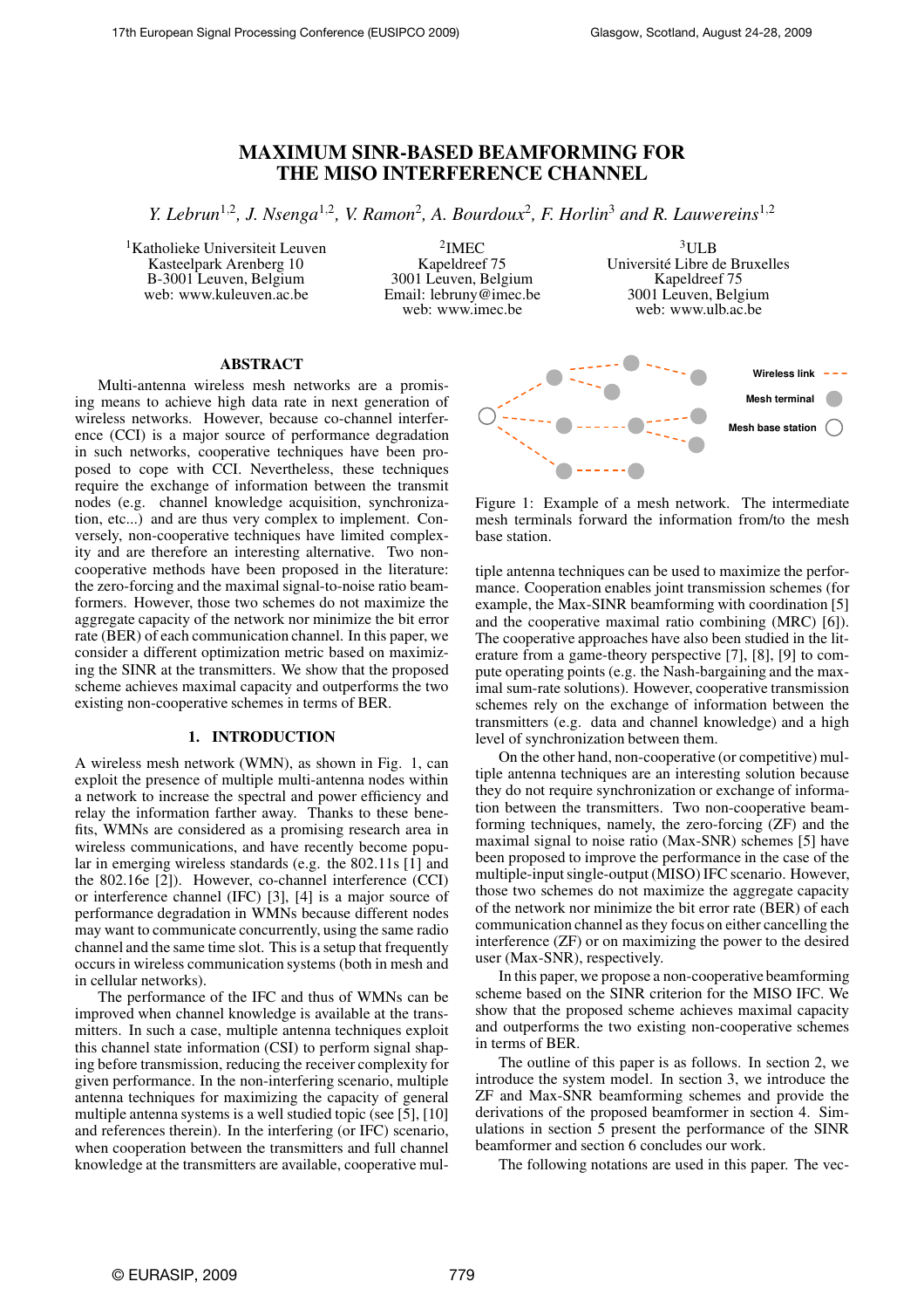# MAXIMUM SINR-BASED BEAMFORMING FOR THE MISO INTERFERENCE CHANNEL

*Y. Lebrun*[1,2], *J. Nsenga*[1,2], *V. Ramon*[2], *A. Bourdoux*[2], *F. Horlin*[3] *and R. Lauwereins*[1,2]

[1]Katholieke Universiteit Leuven
Kasteelpark Arenberg 10
B-3001 Leuven, Belgium
web: www.kuleuven.ac.be

[2]IMEC
Kapeldreef 75
3001 Leuven, Belgium
Email: lebruny@imec.be
web: www.imec.be

[3]ULB
Université Libre de Bruxelles
Kapeldreef 75
3001 Leuven, Belgium
web: www.ulb.ac.be

## ABSTRACT

Multi-antenna wireless mesh networks are a promising means to achieve high data rate in next generation of wireless networks. However, because co-channel interference (CCI) is a major source of performance degradation in such networks, cooperative techniques have been proposed to cope with CCI. Nevertheless, these techniques require the exchange of information between the transmit nodes (e.g. channel knowledge acquisition, synchronization, etc...) and are thus very complex to implement. Conversely, non-cooperative techniques have limited complexity and are therefore an interesting alternative. Two non-cooperative methods have been proposed in the literature: the zero-forcing and the maximal signal-to-noise ratio beamformers. However, those two schemes do not maximize the aggregate capacity of the network nor minimize the bit error rate (BER) of each communication channel. In this paper, we consider a different optimization metric based on maximizing the SINR at the transmitters. We show that the proposed scheme achieves maximal capacity and outperforms the two existing non-cooperative schemes in terms of BER.

## 1. INTRODUCTION

A wireless mesh network (WMN), as shown in Fig. 1, can exploit the presence of multiple multi-antenna nodes within a network to increase the spectral and power efficiency and relay the information farther away. Thanks to these benefits, WMNs are considered as a promising research area in wireless communications, and have recently become popular in emerging wireless standards (e.g. the 802.11s [1] and the 802.16e [2]). However, co-channel interference (CCI) or interference channel (IFC) [3], [4] is a major source of performance degradation in WMNs because different nodes may want to communicate concurrently, using the same radio channel and the same time slot. This is a setup that frequently occurs in wireless communication systems (both in mesh and in cellular networks).

The performance of the IFC and thus of WMNs can be improved when channel knowledge is available at the transmitters. In such a case, multiple antenna techniques exploit this channel state information (CSI) to perform signal shaping before transmission, reducing the receiver complexity for given performance. In the non-interfering scenario, multiple antenna techniques for maximizing the capacity of general multiple antenna systems is a well studied topic (see [5], [10] and references therein). In the interfering (or IFC) scenario, when cooperation between the transmitters and full channel knowledge at the transmitters are available, cooperative multiple antenna techniques can be used to maximize the performance. Cooperation enables joint transmission schemes (for example, the Max-SINR beamforming with coordination [5] and the cooperative maximal ratio combining (MRC) [6]). The cooperative approaches have also been studied in the literature from a game-theory perspective [7], [8], [9] to compute operating points (e.g. the Nash-bargaining and the maximal sum-rate solutions). However, cooperative transmission schemes rely on the exchange of information between the transmitters (e.g. data and channel knowledge) and a high level of synchronization between them.

Figure 1: Example of a mesh network. The intermediate mesh terminals forward the information from/to the mesh base station.

On the other hand, non-cooperative (or competitive) multiple antenna techniques are an interesting solution because they do not require synchronization or exchange of information between the transmitters. Two non-cooperative beamforming techniques, namely, the zero-forcing (ZF) and the maximal signal to noise ratio (Max-SNR) schemes [5] have been proposed to improve the performance in the case of the multiple-input single-output (MISO) IFC scenario. However, those two schemes do not maximize the aggregate capacity of the network nor minimize the bit error rate (BER) of each communication channel as they focus on either cancelling the interference (ZF) or on maximizing the power to the desired user (Max-SNR), respectively.

In this paper, we propose a non-cooperative beamforming scheme based on the SINR criterion for the MISO IFC. We show that the proposed scheme achieves maximal capacity and outperforms the two existing non-cooperative schemes in terms of BER.

The outline of this paper is as follows. In section 2, we introduce the system model. In section 3, we introduce the ZF and Max-SNR beamforming schemes and provide the derivations of the proposed beamformer in section 4. Simulations in section 5 present the performance of the SINR beamformer and section 6 concludes our work.

The following notations are used in this paper. The vec-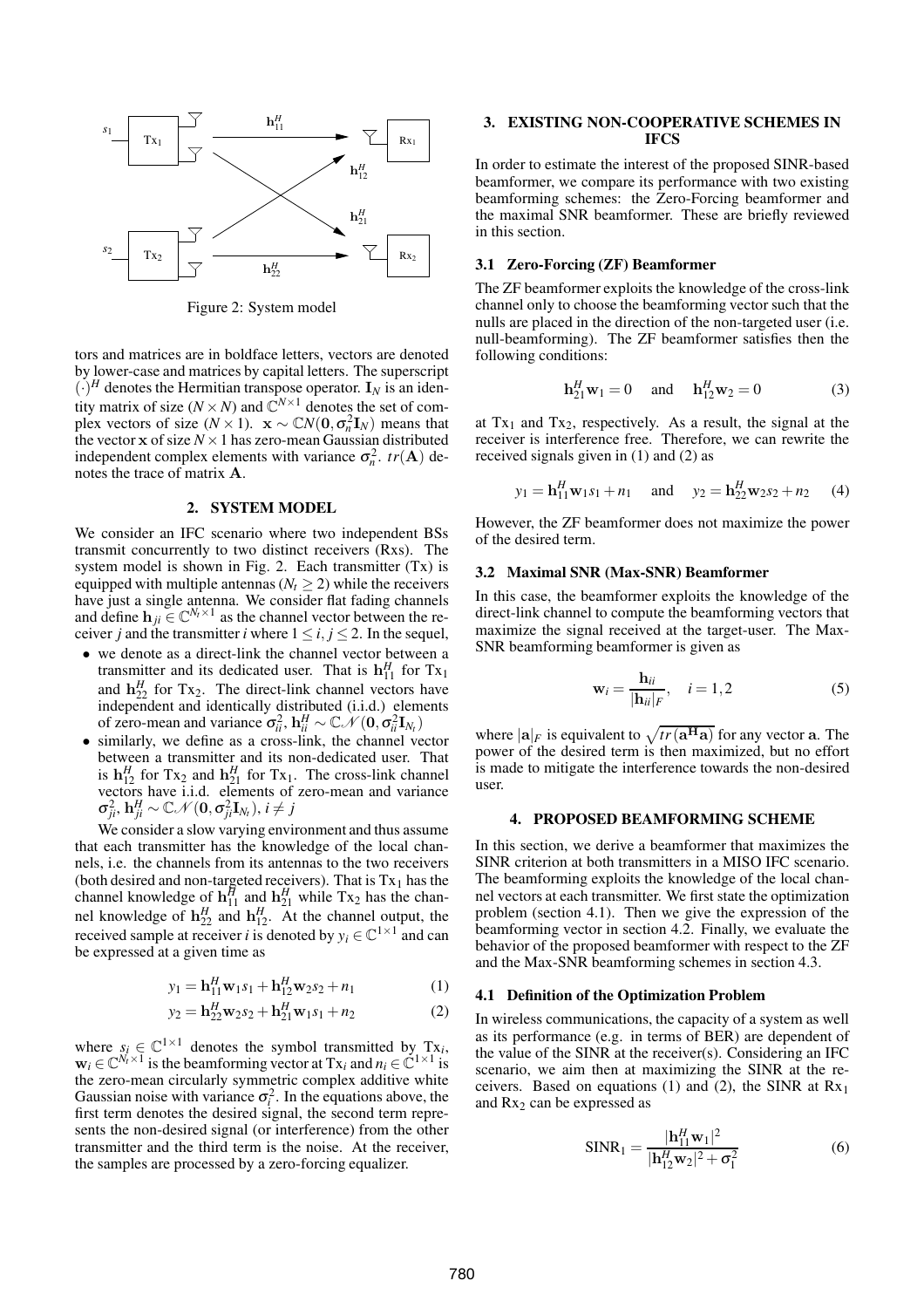Figure 2: System model

tors and matrices are in boldface letters, vectors are denoted by lower-case and matrices by capital letters. The superscript $(\cdot)^H$ denotes the Hermitian transpose operator. $\mathbf{I}_N$ is an identity matrix of size $(N \times N)$ and $\mathbb{C}^{N\times 1}$ denotes the set of complex vectors of size $(N \times 1)$. $\mathbf{x} \sim \mathbb{C}N(\mathbf{0}, \sigma_n^2 \mathbf{I}_N)$ means that the vector $\mathbf{x}$ of size $N \times 1$ has zero-mean Gaussian distributed independent complex elements with variance $\sigma_n^2$. $tr(\mathbf{A})$ denotes the trace of matrix $\mathbf{A}$.

## 2. SYSTEM MODEL

We consider an IFC scenario where two independent BSs transmit concurrently to two distinct receivers (Rxs). The system model is shown in Fig. 2. Each transmitter (Tx) is equipped with multiple antennas ($N_t \geq 2$) while the receivers have just a single antenna. We consider flat fading channels and define $\mathbf{h}_{ji} \in \mathbb{C}^{N_t \times 1}$ as the channel vector between the receiver $j$ and the transmitter $i$ where $1 \leq i, j \leq 2$. In the sequel,

- we denote as a direct-link the channel vector between a transmitter and its dedicated user. That is $\mathbf{h}_{11}^H$ for $\text{Tx}_1$ and $\mathbf{h}_{22}^H$ for $\text{Tx}_2$. The direct-link channel vectors have independent and identically distributed (i.i.d.) elements of zero-mean and variance $\sigma_{ii}^2$, $\mathbf{h}_{ii}^H \sim \mathbb{C}\mathcal{N}(\mathbf{0}, \sigma_{ii}^2 \mathbf{I}_{N_t})$
- similarly, we define as a cross-link, the channel vector between a transmitter and its non-dedicated user. That is $\mathbf{h}_{12}^H$ for $\text{Tx}_2$ and $\mathbf{h}_{21}^H$ for $\text{Tx}_1$. The cross-link channel vectors have i.i.d. elements of zero-mean and variance $\sigma_{ji}^2$, $\mathbf{h}_{ji}^H \sim \mathbb{C}\mathcal{N}(\mathbf{0}, \sigma_{ji}^2 \mathbf{I}_{N_t})$, $i \neq j$

We consider a slow varying environment and thus assume that each transmitter has the knowledge of the local channels, i.e. the channels from its antennas to the two receivers (both desired and non-targeted receivers). That is $\text{Tx}_1$ has the channel knowledge of $\mathbf{h}_{11}^H$ and $\mathbf{h}_{21}^H$ while $\text{Tx}_2$ has the channel knowledge of $\mathbf{h}_{22}^H$ and $\mathbf{h}_{12}^H$. At the channel output, the received sample at receiver $i$ is denoted by $y_i \in \mathbb{C}^{1\times 1}$ and can be expressed at a given time as

$$y_1 = \mathbf{h}_{11}^H \mathbf{w}_1 s_1 + \mathbf{h}_{12}^H \mathbf{w}_2 s_2 + n_1 \tag{1}$$

$$y_2 = \mathbf{h}_{22}^H \mathbf{w}_2 s_2 + \mathbf{h}_{21}^H \mathbf{w}_1 s_1 + n_2 \tag{2}$$

where $s_i \in \mathbb{C}^{1\times 1}$ denotes the symbol transmitted by $\text{Tx}_i$, $\mathbf{w}_i \in \mathbb{C}^{N_t \times 1}$ is the beamforming vector at $\text{Tx}_i$ and $n_i \in \mathbb{C}^{1\times 1}$ is the zero-mean circularly symmetric complex additive white Gaussian noise with variance $\sigma_i^2$. In the equations above, the first term denotes the desired signal, the second term represents the non-desired signal (or interference) from the other transmitter and the third term is the noise. At the receiver, the samples are processed by a zero-forcing equalizer.

## 3. EXISTING NON-COOPERATIVE SCHEMES IN IFCS

In order to estimate the interest of the proposed SINR-based beamformer, we compare its performance with two existing beamforming schemes: the Zero-Forcing beamformer and the maximal SNR beamformer. These are briefly reviewed in this section.

### 3.1 Zero-Forcing (ZF) Beamformer

The ZF beamformer exploits the knowledge of the cross-link channel only to choose the beamforming vector such that the nulls are placed in the direction of the non-targeted user (i.e. null-beamforming). The ZF beamformer satisfies then the following conditions:

$$\mathbf{h}_{21}^H \mathbf{w}_1 = 0 \quad \text{and} \quad \mathbf{h}_{12}^H \mathbf{w}_2 = 0 \tag{3}$$

at $\text{Tx}_1$ and $\text{Tx}_2$, respectively. As a result, the signal at the receiver is interference free. Therefore, we can rewrite the received signals given in (1) and (2) as

$$y_1 = \mathbf{h}_{11}^H \mathbf{w}_1 s_1 + n_1 \quad \text{and} \quad y_2 = \mathbf{h}_{22}^H \mathbf{w}_2 s_2 + n_2 \tag{4}$$

However, the ZF beamformer does not maximize the power of the desired term.

### 3.2 Maximal SNR (Max-SNR) Beamformer

In this case, the beamformer exploits the knowledge of the direct-link channel to compute the beamforming vectors that maximize the signal received at the target-user. The Max-SNR beamforming beamformer is given as

$$\mathbf{w}_i = \frac{\mathbf{h}_{ii}}{|\mathbf{h}_{ii}|_F}, \quad i = 1, 2 \tag{5}$$

where $|\mathbf{a}|_F$ is equivalent to $\sqrt{tr(\mathbf{a^H a})}$ for any vector $\mathbf{a}$. The power of the desired term is then maximized, but no effort is made to mitigate the interference towards the non-desired user.

## 4. PROPOSED BEAMFORMING SCHEME

In this section, we derive a beamformer that maximizes the SINR criterion at both transmitters in a MISO IFC scenario. The beamforming exploits the knowledge of the local channel vectors at each transmitter. We first state the optimization problem (section 4.1). Then we give the expression of the beamforming vector in section 4.2. Finally, we evaluate the behavior of the proposed beamformer with respect to the ZF and the Max-SNR beamforming schemes in section 4.3.

### 4.1 Definition of the Optimization Problem

In wireless communications, the capacity of a system as well as its performance (e.g. in terms of BER) are dependent of the value of the SINR at the receiver(s). Considering an IFC scenario, we aim then at maximizing the SINR at the receivers. Based on equations (1) and (2), the SINR at $\text{Rx}_1$ and $\text{Rx}_2$ can be expressed as

$$\text{SINR}_1 = \frac{|\mathbf{h}_{11}^H \mathbf{w}_1|^2}{|\mathbf{h}_{12}^H \mathbf{w}_2|^2 + \sigma_1^2} \tag{6}$$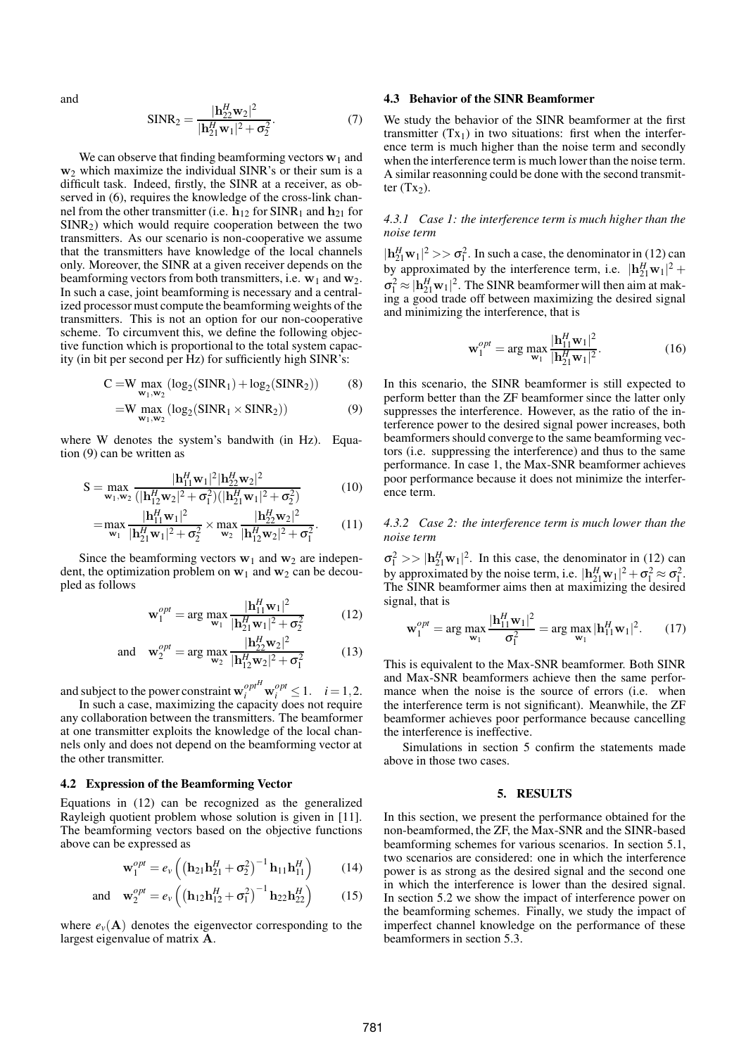and

$$\text{SINR}_2 = \frac{|\mathbf{h}_{22}^H \mathbf{w}_2|^2}{|\mathbf{h}_{21}^H \mathbf{w}_1|^2 + \sigma_2^2}. \tag{7}$$

We can observe that finding beamforming vectors $\mathbf{w}_1$ and $\mathbf{w}_2$ which maximize the individual SINR's or their sum is a difficult task. Indeed, firstly, the SINR at a receiver, as observed in (6), requires the knowledge of the cross-link channel from the other transmitter (i.e. $\mathbf{h}_{12}$ for $\text{SINR}_1$ and $\mathbf{h}_{21}$ for $\text{SINR}_2$) which would require cooperation between the two transmitters. As our scenario is non-cooperative we assume that the transmitters have knowledge of the local channels only. Moreover, the SINR at a given receiver depends on the beamforming vectors from both transmitters, i.e. $\mathbf{w}_1$ and $\mathbf{w}_2$. In such a case, joint beamforming is necessary and a centralized processor must compute the beamforming weights of the transmitters. This is not an option for our non-cooperative scheme. To circumvent this, we define the following objective function which is proportional to the total system capacity (in bit per second per Hz) for sufficiently high SINR's:

$$\text{C} = \text{W} \max_{\mathbf{w}_1, \mathbf{w}_2} \left(\log_2(\text{SINR}_1) + \log_2(\text{SINR}_2)\right) \tag{8}$$

$$= \text{W} \max_{\mathbf{w}_1, \mathbf{w}_2} \left(\log_2(\text{SINR}_1 \times \text{SINR}_2)\right) \tag{9}$$

where W denotes the system's bandwith (in Hz). Equation (9) can be written as

$$\text{S} = \max_{\mathbf{w}_1, \mathbf{w}_2} \frac{|\mathbf{h}_{11}^H \mathbf{w}_1|^2 |\mathbf{h}_{22}^H \mathbf{w}_2|^2}{(|\mathbf{h}_{12}^H \mathbf{w}_2|^2 + \sigma_1^2)(|\mathbf{h}_{21}^H \mathbf{w}_1|^2 + \sigma_2^2)} \tag{10}$$

$$= \max_{\mathbf{w}_1} \frac{|\mathbf{h}_{11}^H \mathbf{w}_1|^2}{|\mathbf{h}_{21}^H \mathbf{w}_1|^2 + \sigma_2^2} \times \max_{\mathbf{w}_2} \frac{|\mathbf{h}_{22}^H \mathbf{w}_2|^2}{|\mathbf{h}_{12}^H \mathbf{w}_2|^2 + \sigma_1^2}. \tag{11}$$

Since the beamforming vectors $\mathbf{w}_1$ and $\mathbf{w}_2$ are independent, the optimization problem on $\mathbf{w}_1$ and $\mathbf{w}_2$ can be decoupled as follows

$$\mathbf{w}_1^{opt} = \arg\max_{\mathbf{w}_1} \frac{|\mathbf{h}_{11}^H \mathbf{w}_1|^2}{|\mathbf{h}_{21}^H \mathbf{w}_1|^2 + \sigma_2^2} \tag{12}$$

$$\text{and} \quad \mathbf{w}_2^{opt} = \arg\max_{\mathbf{w}_2} \frac{|\mathbf{h}_{22}^H \mathbf{w}_2|^2}{|\mathbf{h}_{12}^H \mathbf{w}_2|^2 + \sigma_1^2} \tag{13}$$

and subject to the power constraint $\mathbf{w}_i^{opt^H} \mathbf{w}_i^{opt} \leq 1. \quad i = 1, 2.$

In such a case, maximizing the capacity does not require any collaboration between the transmitters. The beamformer at one transmitter exploits the knowledge of the local channels only and does not depend on the beamforming vector at the other transmitter.

### 4.2 Expression of the Beamforming Vector

Equations in (12) can be recognized as the generalized Rayleigh quotient problem whose solution is given in [11]. The beamforming vectors based on the objective functions above can be expressed as

$$\mathbf{w}_1^{opt} = e_v \left( \left( \mathbf{h}_{21} \mathbf{h}_{21}^H + \sigma_2^2 \right)^{-1} \mathbf{h}_{11} \mathbf{h}_{11}^H \right) \tag{14}$$

$$\text{and} \quad \mathbf{w}_2^{opt} = e_v \left( \left( \mathbf{h}_{12} \mathbf{h}_{12}^H + \sigma_1^2 \right)^{-1} \mathbf{h}_{22} \mathbf{h}_{22}^H \right) \tag{15}$$

where $e_v(\mathbf{A})$ denotes the eigenvector corresponding to the largest eigenvalue of matrix $\mathbf{A}$.

### 4.3 Behavior of the SINR Beamformer

We study the behavior of the SINR beamformer at the first transmitter ($\text{Tx}_1$) in two situations: first when the interference term is much higher than the noise term and secondly when the interference term is much lower than the noise term. A similar reasonning could be done with the second transmitter ($\text{Tx}_2$).

#### *4.3.1 Case 1: the interference term is much higher than the noise term*

$|\mathbf{h}_{21}^H \mathbf{w}_1|^2 >> \sigma_1^2$. In such a case, the denominator in (12) can by approximated by the interference term, i.e. $|\mathbf{h}_{21}^H \mathbf{w}_1|^2 + \sigma_1^2 \approx |\mathbf{h}_{21}^H \mathbf{w}_1|^2$. The SINR beamformer will then aim at making a good trade off between maximizing the desired signal and minimizing the interference, that is

$$\mathbf{w}_1^{opt} = \arg\max_{\mathbf{w}_1} \frac{|\mathbf{h}_{11}^H \mathbf{w}_1|^2}{|\mathbf{h}_{21}^H \mathbf{w}_1|^2}. \tag{16}$$

In this scenario, the SINR beamformer is still expected to perform better than the ZF beamformer since the latter only suppresses the interference. However, as the ratio of the interference power to the desired signal power increases, both beamformers should converge to the same beamforming vectors (i.e. suppressing the interference) and thus to the same performance. In case 1, the Max-SNR beamformer achieves poor performance because it does not minimize the interference term.

#### *4.3.2 Case 2: the interference term is much lower than the noise term*

$\sigma_1^2 >> |\mathbf{h}_{21}^H \mathbf{w}_1|^2$. In this case, the denominator in (12) can by approximated by the noise term, i.e. $|\mathbf{h}_{21}^H \mathbf{w}_1|^2 + \sigma_1^2 \approx \sigma_1^2$. The SINR beamformer aims then at maximizing the desired signal, that is

$$\mathbf{w}_1^{opt} = \arg\max_{\mathbf{w}_1} \frac{|\mathbf{h}_{11}^H \mathbf{w}_1|^2}{\sigma_1^2} = \arg\max_{\mathbf{w}_1} |\mathbf{h}_{11}^H \mathbf{w}_1|^2. \tag{17}$$

This is equivalent to the Max-SNR beamformer. Both SINR and Max-SNR beamformers achieve then the same performance when the noise is the source of errors (i.e. when the interference term is not significant). Meanwhile, the ZF beamformer achieves poor performance because cancelling the interference is ineffective.

Simulations in section 5 confirm the statements made above in those two cases.

## 5. RESULTS

In this section, we present the performance obtained for the non-beamformed, the ZF, the Max-SNR and the SINR-based beamforming schemes for various scenarios. In section 5.1, two scenarios are considered: one in which the interference power is as strong as the desired signal and the second one in which the interference is lower than the desired signal. In section 5.2 we show the impact of interference power on the beamforming schemes. Finally, we study the impact of imperfect channel knowledge on the performance of these beamformers in section 5.3.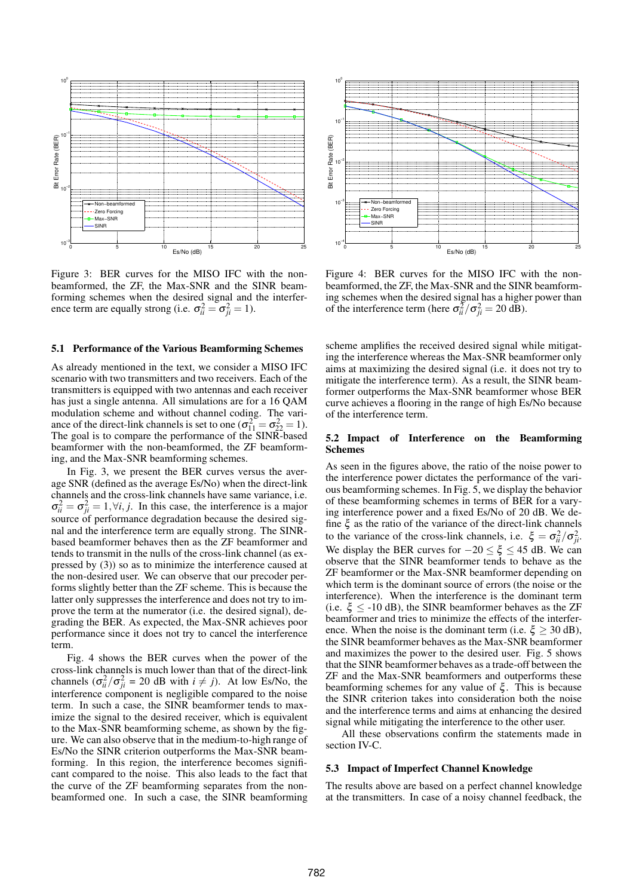Figure 3: BER curves for the MISO IFC with the non-beamformed, the ZF, the Max-SNR and the SINR beamforming schemes when the desired signal and the interference term are equally strong (i.e. $\sigma_{ii}^2 = \sigma_{ji}^2 = 1$).

Figure 4: BER curves for the MISO IFC with the non-beamformed, the ZF, the Max-SNR and the SINR beamforming schemes when the desired signal has a higher power than of the interference term (here $\sigma_{ii}^2/\sigma_{ji}^2 = 20$ dB).

### 5.1 Performance of the Various Beamforming Schemes

As already mentioned in the text, we consider a MISO IFC scenario with two transmitters and two receivers. Each of the transmitters is equipped with two antennas and each receiver has just a single antenna. All simulations are for a 16 QAM modulation scheme and without channel coding. The variance of the direct-link channels is set to one ($\sigma_{11}^2 = \sigma_{22}^2 = 1$). The goal is to compare the performance of the SINR-based beamformer with the non-beamformed, the ZF beamforming, and the Max-SNR beamforming schemes.

In Fig. 3, we present the BER curves versus the average SNR (defined as the average Es/No) when the direct-link channels and the cross-link channels have same variance, i.e. $\sigma_{ii}^2 = \sigma_{ji}^2 = 1, \forall i, j$. In this case, the interference is a major source of performance degradation because the desired signal and the interference term are equally strong. The SINR-based beamformer behaves then as the ZF beamformer and tends to transmit in the nulls of the cross-link channel (as expressed by (3)) so as to minimize the interference caused at the non-desired user. We can observe that our precoder performs slightly better than the ZF scheme. This is because the latter only suppresses the interference and does not try to improve the term at the numerator (i.e. the desired signal), degrading the BER. As expected, the Max-SNR achieves poor performance since it does not try to cancel the interference term.

Fig. 4 shows the BER curves when the power of the cross-link channels is much lower than that of the direct-link channels ($\sigma_{ii}^2/\sigma_{ji}^2$ = 20 dB with $i \neq j$). At low Es/No, the interference component is negligible compared to the noise term. In such a case, the SINR beamformer tends to maximize the signal to the desired receiver, which is equivalent to the Max-SNR beamforming scheme, as shown by the figure. We can also observe that in the medium-to-high range of Es/No the SINR criterion outperforms the Max-SNR beamforming. In this region, the interference becomes significant compared to the noise. This also leads to the fact that the curve of the ZF beamforming separates from the non-beamformed one. In such a case, the SINR beamforming scheme amplifies the received desired signal while mitigating the interference whereas the Max-SNR beamformer only aims at maximizing the desired signal (i.e. it does not try to mitigate the interference term). As a result, the SINR beamformer outperforms the Max-SNR beamformer whose BER curve achieves a flooring in the range of high Es/No because of the interference term.

### 5.2 Impact of Interference on the Beamforming Schemes

As seen in the figures above, the ratio of the noise power to the interference power dictates the performance of the various beamforming schemes. In Fig. 5, we display the behavior of these beamforming schemes in terms of BER for a varying interference power and a fixed Es/No of 20 dB. We define $\xi$ as the ratio of the variance of the direct-link channels to the variance of the cross-link channels, i.e. $\xi = \sigma_{ii}^2/\sigma_{ji}^2$. We display the BER curves for $-20 \leq \xi \leq 45$ dB. We can observe that the SINR beamformer tends to behave as the ZF beamformer or the Max-SNR beamformer depending on which term is the dominant source of errors (the noise or the interference). When the interference is the dominant term (i.e. $\xi \leq$ -10 dB), the SINR beamformer behaves as the ZF beamformer and tries to minimize the effects of the interference. When the noise is the dominant term (i.e. $\xi \geq 30$ dB), the SINR beamformer behaves as the Max-SNR beamformer and maximizes the power to the desired user. Fig. 5 shows that the SINR beamformer behaves as a trade-off between the ZF and the Max-SNR beamformers and outperforms these beamforming schemes for any value of $\xi$. This is because the SINR criterion takes into consideration both the noise and the interference terms and aims at enhancing the desired signal while mitigating the interference to the other user.

All these observations confirm the statements made in section IV-C.

### 5.3 Impact of Imperfect Channel Knowledge

The results above are based on a perfect channel knowledge at the transmitters. In case of a noisy channel feedback, the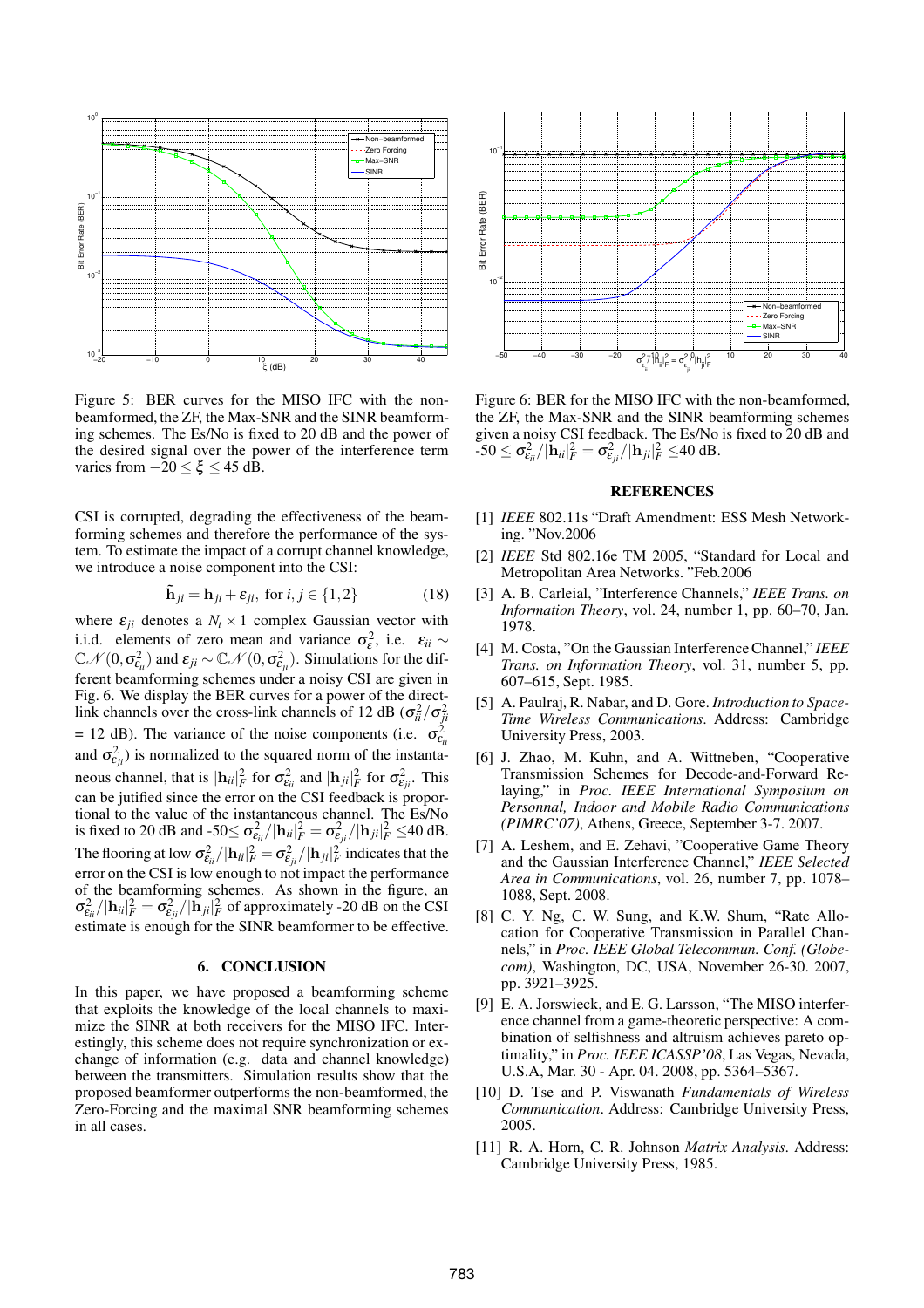$10^{0}$

$10^{-1}$

$10^{-2}$

$10^{-3}$

Bit Error Rate (BER)

−20 −10 0 10 20 30 40

ξ (dB)

Non−beamformed

Zero Forcing

Max−SNR

SINR

Figure 5: BER curves for the MISO IFC with the non-beamformed, the ZF, the Max-SNR and the SINR beamforming schemes. The Es/No is fixed to 20 dB and the power of the desired signal over the power of the interference term varies from $-20 \leq \xi \leq 45$ dB.

$10^{-1}$

$10^{-2}$

Bit Error Rate (BER)

−50 −40 −30 −20 −10 0 10 20 30 40

$\sigma^2_{\varepsilon_{ii}}/|h_{ii}|^2_F = \sigma^2_{\varepsilon_{ji}}/|h_{ji}|^2_F$

Non−beamformed

Zero Forcing

Max−SNR

SINR

Figure 6: BER for the MISO IFC with the non-beamformed, the ZF, the Max-SNR and the SINR beamforming schemes given a noisy CSI feedback. The Es/No is fixed to 20 dB and $-50 \leq \sigma^2_{\varepsilon_{ii}}/|\mathbf{h}_{ii}|^2_F = \sigma^2_{\varepsilon_{ji}}/|\mathbf{h}_{ji}|^2_F \leq 40$ dB.

CSI is corrupted, degrading the effectiveness of the beamforming schemes and therefore the performance of the system. To estimate the impact of a corrupt channel knowledge, we introduce a noise component into the CSI:

$$\tilde{\mathbf{h}}_{ji} = \mathbf{h}_{ji} + \varepsilon_{ji}, \text{ for } i,j \in \{1,2\} \tag{18}$$

where $\varepsilon_{ji}$ denotes a $N_t \times 1$ complex Gaussian vector with i.i.d. elements of zero mean and variance $\sigma^2_{\varepsilon}$, i.e. $\varepsilon_{ii} \sim \mathbb{C}\mathscr{N}(0,\sigma^2_{\varepsilon_{ii}})$ and $\varepsilon_{ji} \sim \mathbb{C}\mathscr{N}(0,\sigma^2_{\varepsilon_{ji}})$. Simulations for the different beamforming schemes under a noisy CSI are given in Fig. 6. We display the BER curves for a power of the direct-link channels over the cross-link channels of 12 dB ($\sigma^2_{ii}/\sigma^2_{ji}$ = 12 dB). The variance of the noise components (i.e. $\sigma^2_{\varepsilon_{ii}}$ and $\sigma^2_{\varepsilon_{ji}}$) is normalized to the squared norm of the instantaneous channel, that is $|\mathbf{h}_{ii}|^2_F$ for $\sigma^2_{\varepsilon_{ii}}$ and $|\mathbf{h}_{ji}|^2_F$ for $\sigma^2_{\varepsilon_{ji}}$. This can be jutified since the error on the CSI feedback is proportional to the value of the instantaneous channel. The Es/No is fixed to 20 dB and $-50 \leq \sigma^2_{\varepsilon_{ii}}/|\mathbf{h}_{ii}|^2_F = \sigma^2_{\varepsilon_{ji}}/|\mathbf{h}_{ji}|^2_F \leq 40$ dB. The flooring at low $\sigma^2_{\varepsilon_{ii}}/|\mathbf{h}_{ii}|^2_F = \sigma^2_{\varepsilon_{ji}}/|\mathbf{h}_{ji}|^2_F$ indicates that the error on the CSI is low enough to not impact the performance of the beamforming schemes. As shown in the figure, an $\sigma^2_{\varepsilon_{ii}}/|\mathbf{h}_{ii}|^2_F = \sigma^2_{\varepsilon_{ji}}/|\mathbf{h}_{ji}|^2_F$ of approximately -20 dB on the CSI estimate is enough for the SINR beamformer to be effective.

## 6. CONCLUSION

In this paper, we have proposed a beamforming scheme that exploits the knowledge of the local channels to maximize the SINR at both receivers for the MISO IFC. Interestingly, this scheme does not require synchronization or exchange of information (e.g. data and channel knowledge) between the transmitters. Simulation results show that the proposed beamformer outperforms the non-beamformed, the Zero-Forcing and the maximal SNR beamforming schemes in all cases.

## REFERENCES

[1] *IEEE* 802.11s "Draft Amendment: ESS Mesh Networking. "Nov.2006

[2] *IEEE* Std 802.16e TM 2005, "Standard for Local and Metropolitan Area Networks. "Feb.2006

[3] A. B. Carleial, "Interference Channels," *IEEE Trans. on Information Theory*, vol. 24, number 1, pp. 60–70, Jan. 1978.

[4] M. Costa, "On the Gaussian Interference Channel," *IEEE Trans. on Information Theory*, vol. 31, number 5, pp. 607–615, Sept. 1985.

[5] A. Paulraj, R. Nabar, and D. Gore. *Introduction to Space-Time Wireless Communications*. Address: Cambridge University Press, 2003.

[6] J. Zhao, M. Kuhn, and A. Wittneben, "Cooperative Transmission Schemes for Decode-and-Forward Relaying," in *Proc. IEEE International Symposium on Personnal, Indoor and Mobile Radio Communications (PIMRC'07)*, Athens, Greece, September 3-7. 2007.

[7] A. Leshem, and E. Zehavi, "Cooperative Game Theory and the Gaussian Interference Channel," *IEEE Selected Area in Communications*, vol. 26, number 7, pp. 1078–1088, Sept. 2008.

[8] C. Y. Ng, C. W. Sung, and K.W. Shum, "Rate Allocation for Cooperative Transmission in Parallel Channels," in *Proc. IEEE Global Telecommun. Conf. (Globecom)*, Washington, DC, USA, November 26-30. 2007, pp. 3921–3925.

[9] E. A. Jorswieck, and E. G. Larsson, "The MISO interference channel from a game-theoretic perspective: A combination of selfishness and altruism achieves pareto optimality," in *Proc. IEEE ICASSP'08*, Las Vegas, Nevada, U.S.A, Mar. 30 - Apr. 04. 2008, pp. 5364–5367.

[10] D. Tse and P. Viswanath *Fundamentals of Wireless Communication*. Address: Cambridge University Press, 2005.

[11] R. A. Horn, C. R. Johnson *Matrix Analysis*. Address: Cambridge University Press, 1985.